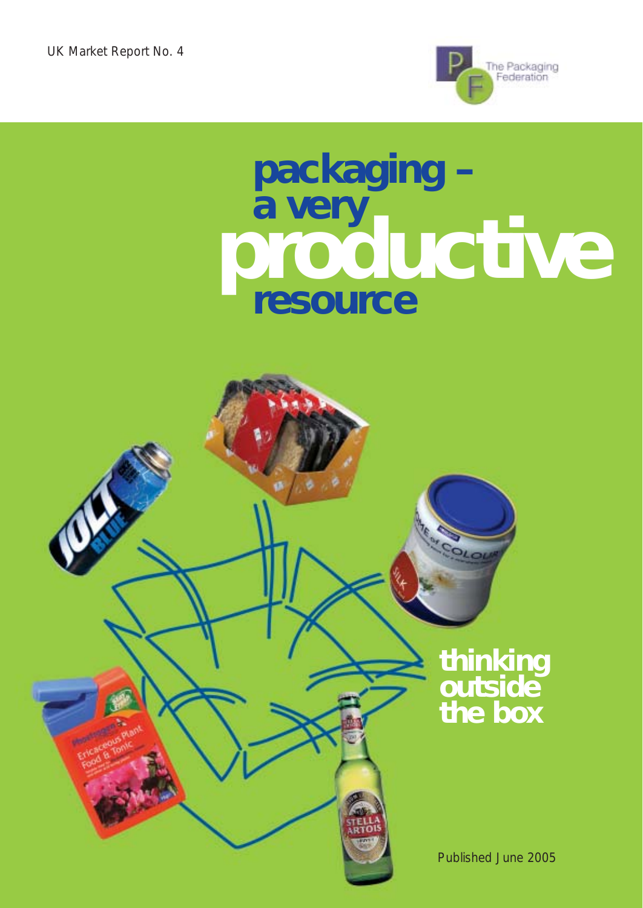UK Market Report No. 4

The Packaging Federation

# packaging – a very productive resource

## thinking outside the box

Published June 2005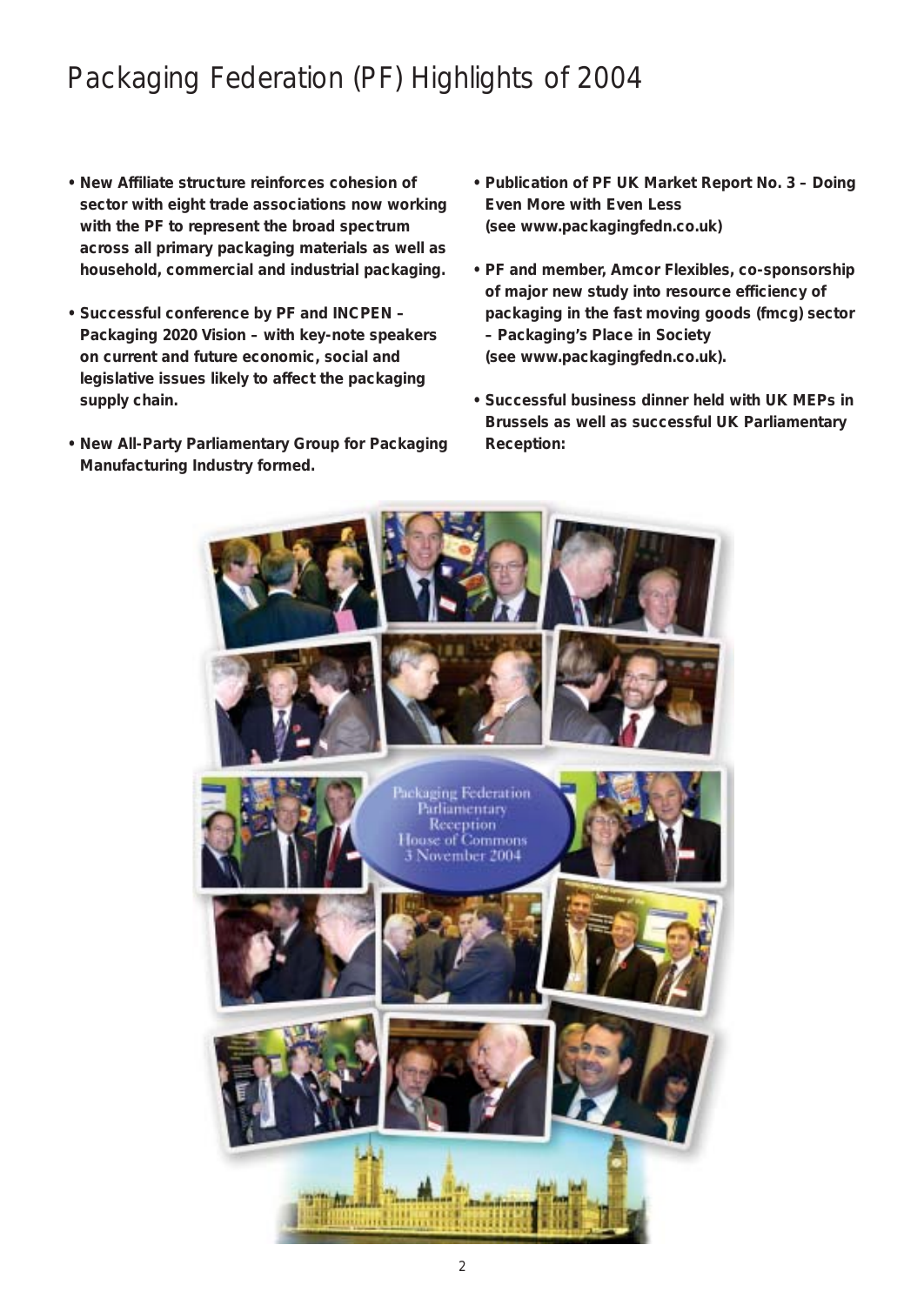# Packaging Federation (PF) Highlights of 2004

- **New Affiliate structure reinforces cohesion of sector with eight trade associations now working with the PF to represent the broad spectrum across all primary packaging materials as well as household, commercial and industrial packaging.**

- **Successful conference by PF and INCPEN – Packaging 2020 Vision – with key-note speakers on current and future economic, social and legislative issues likely to affect the packaging supply chain.**

- **New All-Party Parliamentary Group for Packaging Manufacturing Industry formed.**

- **Publication of PF UK Market Report No. 3 – Doing Even More with Even Less (see www.packagingfedn.co.uk)**

- **PF and member, Amcor Flexibles, co-sponsorship of major new study into resource efficiency of packaging in the fast moving goods (fmcg) sector – Packaging's Place in Society (see www.packagingfedn.co.uk).**

- **Successful business dinner held with UK MEPs in Brussels as well as successful UK Parliamentary Reception:**

Packaging Federation Parliamentary Reception House of Commons 3 November 2004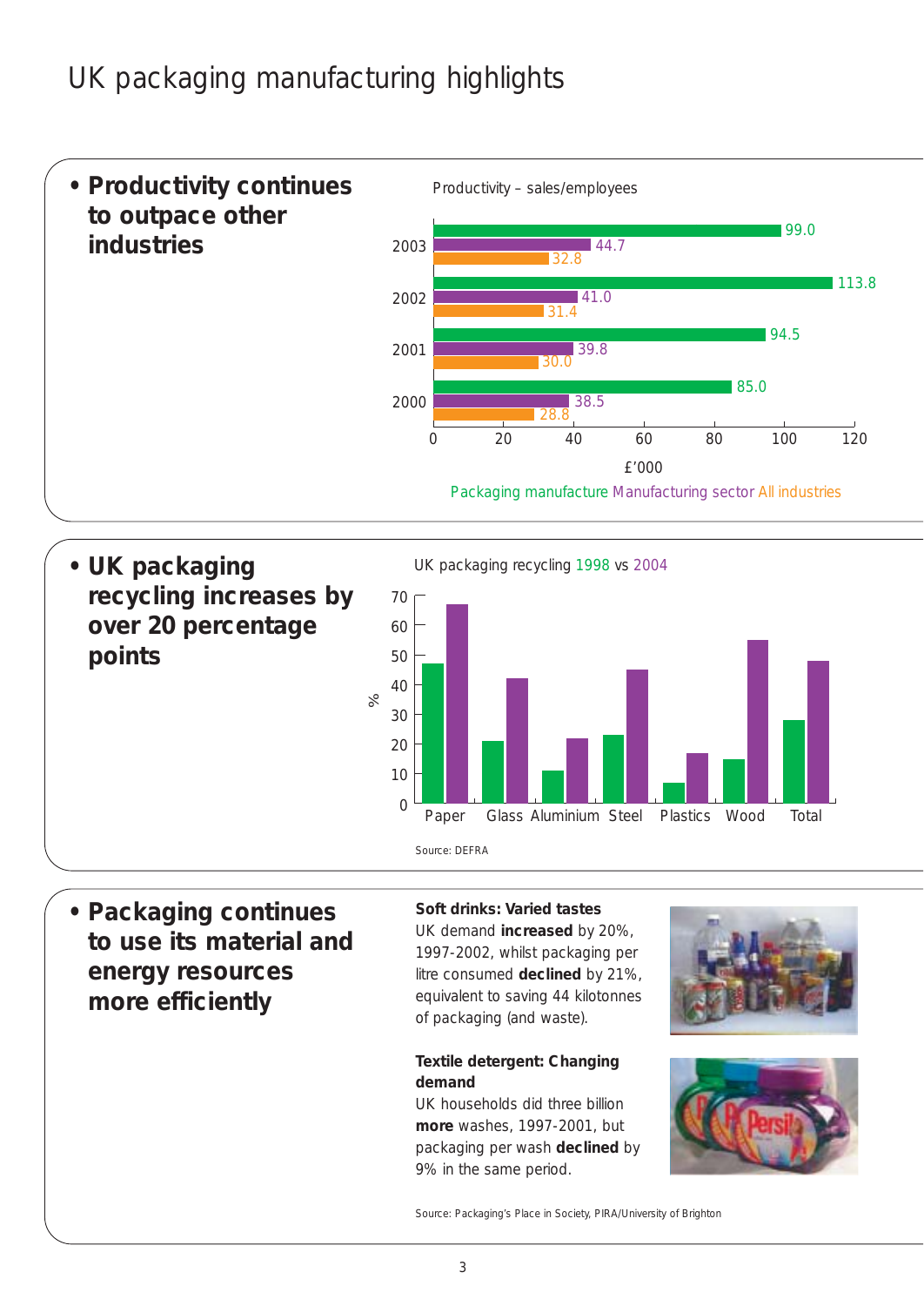# UK packaging manufacturing highlights

- **Productivity continues to outpace other industries**

Productivity – sales/employees

| Year | Packaging manufacture | Manufacturing sector | All industries |
|---|---|---|---|
| 2003 | 99.0 | 44.7 | 32.8 |
| 2002 | 113.8 | 41.0 | 31.4 |
| 2001 | 94.5 | 39.8 | 30.0 |
| 2000 | 85.0 | 38.5 | 28.8 |

£'000

Packaging manufacture Manufacturing sector All industries

- **UK packaging recycling increases by over 20 percentage points**

UK packaging recycling 1998 vs 2004

%

Paper, Glass, Aluminium, Steel, Plastics, Wood, Total

Source: DEFRA

- **Packaging continues to use its material and energy resources more efficiently**

**Soft drinks: Varied tastes**
UK demand **increased** by 20%, 1997-2002, whilst packaging per litre consumed **declined** by 21%, equivalent to saving 44 kilotonnes of packaging (and waste).

**Textile detergent: Changing demand**
UK households did three billion **more** washes, 1997-2001, but packaging per wash **declined** by 9% in the same period.

Source: Packaging's Place in Society, PIRA/University of Brighton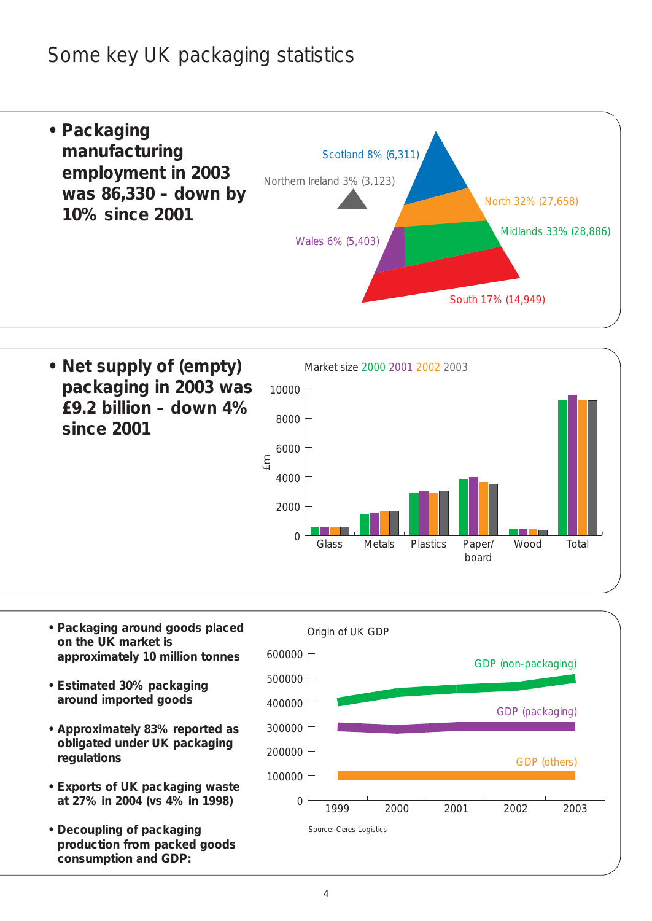# Some key UK packaging statistics

- **Packaging manufacturing employment in 2003 was 86,330 – down by 10% since 2001**

Scotland 8% (6,311)
Northern Ireland 3% (3,123)
North 32% (27,658)
Midlands 33% (28,886)
Wales 6% (5,403)
South 17% (14,949)

- **Net supply of (empty) packaging in 2003 was £9.2 billion – down 4% since 2001**

Market size 2000 2001 2002 2003

£m

Glass, Metals, Plastics, Paper/board, Wood, Total

- **Packaging around goods placed on the UK market is approximately 10 million tonnes**
- **Estimated 30% packaging around imported goods**
- **Approximately 83% reported as obligated under UK packaging regulations**
- **Exports of UK packaging waste at 27% in 2004 (vs 4% in 1998)**
- **Decoupling of packaging production from packed goods consumption and GDP:**

Origin of UK GDP

GDP (non-packaging)
GDP (packaging)
GDP (others)

1999 2000 2001 2002 2003

Source: Ceres Logistics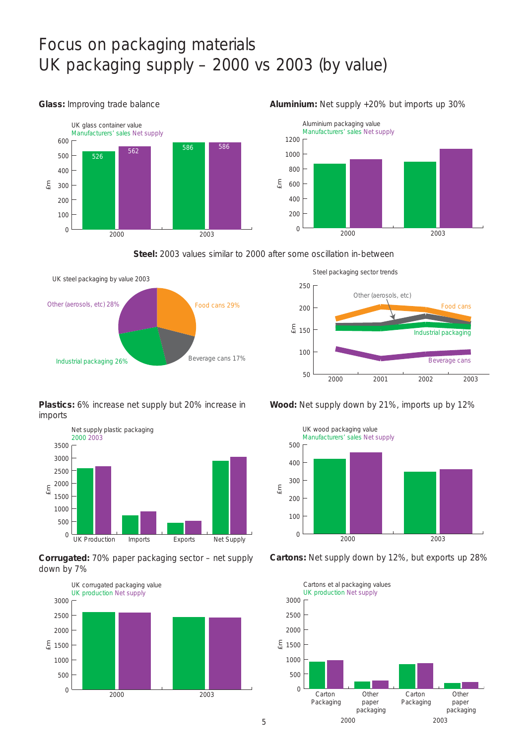# Focus on packaging materials
# UK packaging supply – 2000 vs 2003 (by value)

**Glass:** Improving trade balance

UK glass container value
Manufacturers' sales Net supply

| | Manufacturers' sales | Net supply |
|---|---|---|
| 2000 | 526 | 562 |
| 2003 | 586 | 586 |

£m

**Aluminium:** Net supply +20% but imports up 30%

Aluminium packaging value
Manufacturers' sales Net supply

£m

**Steel:** 2003 values similar to 2000 after some oscillation in-between

UK steel packaging by value 2003

Food cans 29%
Beverage cans 17%
Industrial packaging 26%
Other (aerosols, etc) 28%

Steel packaging sector trends

Other (aerosols, etc)
Food cans
Industrial packaging
Beverage cans

£m

**Plastics:** 6% increase net supply but 20% increase in imports

Net supply plastic packaging
2000 2003

UK Production, Imports, Exports, Net Supply

£m

**Wood:** Net supply down by 21%, imports up by 12%

UK wood packaging value
Manufacturers' sales Net supply

£m

**Corrugated:** 70% paper packaging sector – net supply down by 7%

UK corrugated packaging value
UK production Net supply

£m

**Cartons:** Net supply down by 12%, but exports up 28%

Cartons et al packaging values
UK production Net supply

Carton Packaging, Other paper packaging (2000); Carton Packaging, Other paper packaging (2003)

£m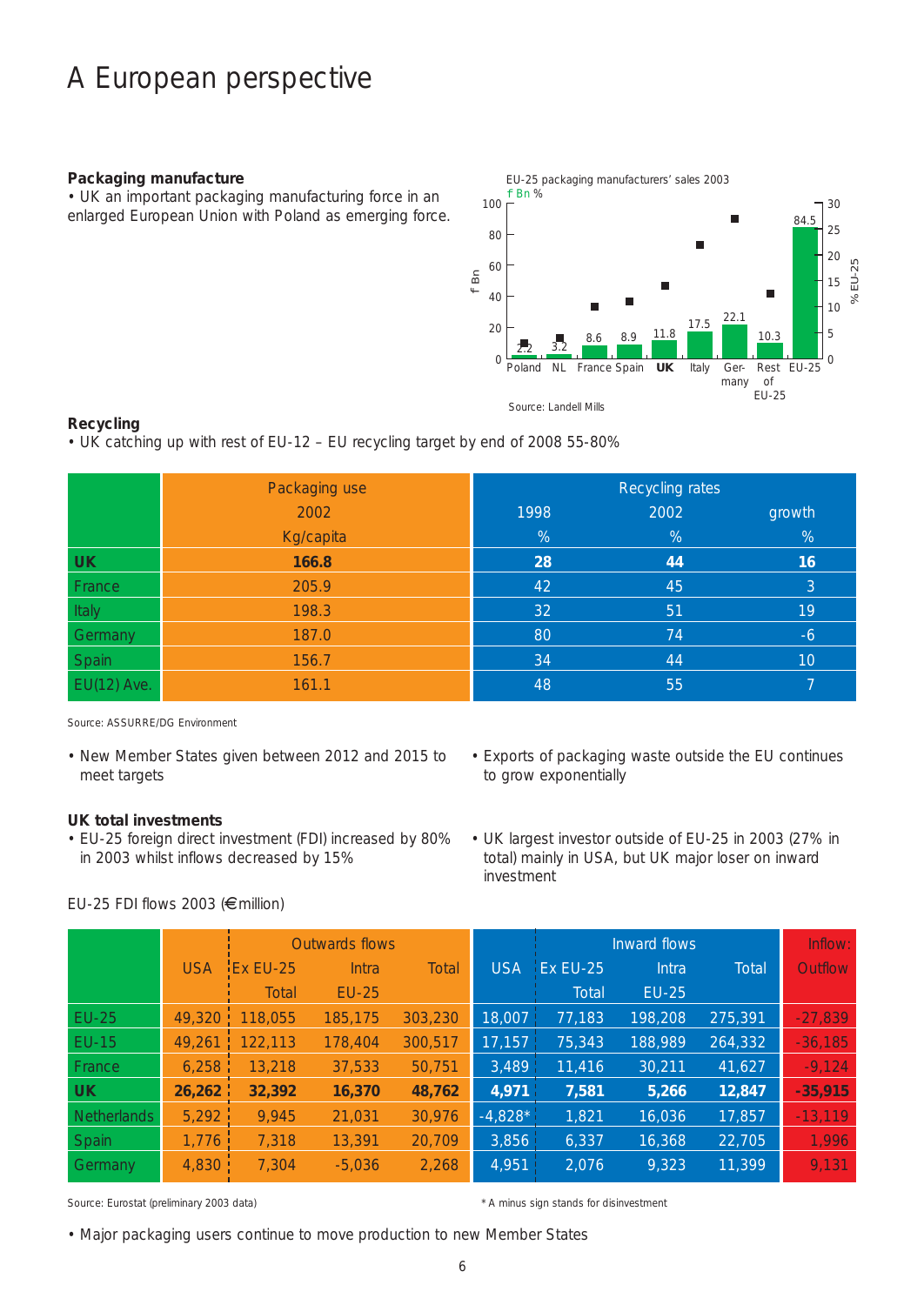# A European perspective

### Packaging manufacture

- UK an important packaging manufacturing force in an enlarged European Union with Poland as emerging force.

EU-25 packaging manufacturers' sales 2003

£ Bn %

| | Poland | NL | France | Spain | UK | Italy | Germany | Rest of EU-25 | EU-25 |
|---|---|---|---|---|---|---|---|---|---|
| £ Bn | 2.2 | 3.2 | 8.6 | 8.9 | 11.8 | 17.5 | 22.1 | 10.3 | 84.5 |

Source: Landell Mills

### Recycling

- UK catching up with rest of EU-12 – EU recycling target by end of 2008 55-80%

| | Packaging use 2002 Kg/capita | Recycling rates 1998 % | Recycling rates 2002 % | Recycling rates growth % |
|---|---|---|---|---|
| **UK** | **166.8** | **28** | **44** | **16** |
| France | 205.9 | 42 | 45 | 3 |
| Italy | 198.3 | 32 | 51 | 19 |
| Germany | 187.0 | 80 | 74 | -6 |
| Spain | 156.7 | 34 | 44 | 10 |
| EU(12) Ave. | 161.1 | 48 | 55 | 7 |

Source: ASSURRE/DG Environment

- New Member States given between 2012 and 2015 to meet targets
- Exports of packaging waste outside the EU continues to grow exponentially

### UK total investments

- EU-25 foreign direct investment (FDI) increased by 80% in 2003 whilst inflows decreased by 15%
- UK largest investor outside of EU-25 in 2003 (27% in total) mainly in USA, but UK major loser on inward investment

EU-25 FDI flows 2003 (€million)

| | Outwards flows | | | | Inward flows | | | | Inflow: Outflow |
|---|---|---|---|---|---|---|---|---|---|
| | USA | Ex EU-25 Total | Intra EU-25 | Total | USA | Ex EU-25 Total | Intra EU-25 | Total | |
| EU-25 | 49,320 | 118,055 | 185,175 | 303,230 | 18,007 | 77,183 | 198,208 | 275,391 | -27,839 |
| EU-15 | 49,261 | 122,113 | 178,404 | 300,517 | 17,157 | 75,343 | 188,989 | 264,332 | -36,185 |
| France | 6,258 | 13,218 | 37,533 | 50,751 | 3,489 | 11,416 | 30,211 | 41,627 | -9,124 |
| **UK** | **26,262** | **32,392** | **16,370** | **48,762** | **4,971** | **7,581** | **5,266** | **12,847** | **-35,915** |
| Netherlands | 5,292 | 9,945 | 21,031 | 30,976 | -4,828* | 1,821 | 16,036 | 17,857 | -13,119 |
| Spain | 1,776 | 7,318 | 13,391 | 20,709 | 3,856 | 6,337 | 16,368 | 22,705 | 1,996 |
| Germany | 4,830 | 7,304 | -5,036 | 2,268 | 4,951 | 2,076 | 9,323 | 11,399 | 9,131 |

Source: Eurostat (preliminary 2003 data)

* A minus sign stands for disinvestment

- Major packaging users continue to move production to new Member States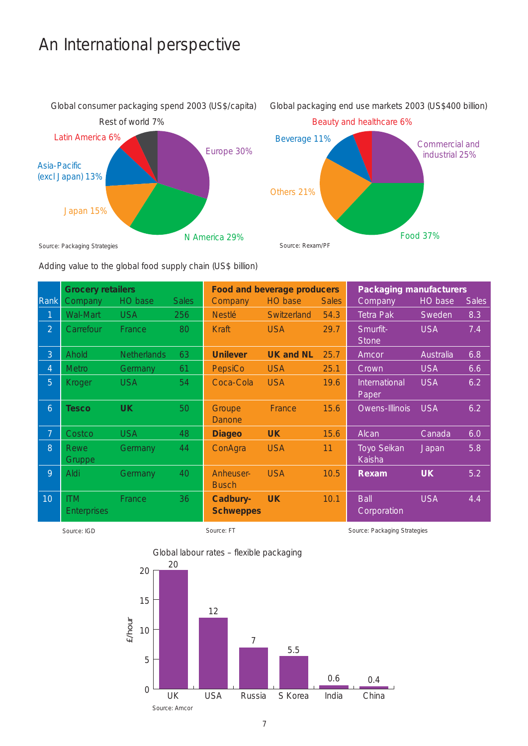# An International perspective

Global consumer packaging spend 2003 (US$/capita)

- Europe 30%
- N America 29%
- Japan 15%
- Asia-Pacific (excl Japan) 13%
- Latin America 6%
- Rest of world 7%

Source: Packaging Strategies

Global packaging end use markets 2003 (US$400 billion)

- Commercial and industrial 25%
- Food 37%
- Others 21%
- Beverage 11%
- Beauty and healthcare 6%

Source: Rexam/PF

Adding value to the global food supply chain (US$ billion)

| | **Grocery retailers** | | | **Food and beverage producers** | | | **Packaging manufacturers** | | |
|---|---|---|---|---|---|---|---|---|---|
| Rank | Company | HO base | Sales | Company | HO base | Sales | Company | HO base | Sales |
| 1 | Wal-Mart | USA | 256 | Nestlé | Switzerland | 54.3 | Tetra Pak | Sweden | 8.3 |
| 2 | Carrefour | France | 80 | Kraft | USA | 29.7 | Smurfit-Stone | USA | 7.4 |
| 3 | Ahold | Netherlands | 63 | **Unilever** | **UK and NL** | 25.7 | Amcor | Australia | 6.8 |
| 4 | Metro | Germany | 61 | PepsiCo | USA | 25.1 | Crown | USA | 6.6 |
| 5 | Kroger | USA | 54 | Coca-Cola | USA | 19.6 | International Paper | USA | 6.2 |
| 6 | **Tesco** | **UK** | 50 | Groupe Danone | France | 15.6 | Owens-Illinois | USA | 6.2 |
| 7 | Costco | USA | 48 | **Diageo** | **UK** | 15.6 | Alcan | Canada | 6.0 |
| 8 | Rewe Gruppe | Germany | 44 | ConAgra | USA | 11 | Toyo Seikan Kaisha | Japan | 5.8 |
| 9 | Aldi | Germany | 40 | Anheuser-Busch | USA | 10.5 | **Rexam** | **UK** | 5.2 |
| 10 | ITM Enterprises | France | 36 | **Cadbury-Schweppes** | **UK** | 10.1 | Ball Corporation | USA | 4.4 |

Source: IGD — Source: FT — Source: Packaging Strategies

Global labour rates – flexible packaging (£/hour)

| Country | £/hour |
|---|---|
| UK | 20 |
| USA | 12 |
| Russia | 7 |
| S Korea | 5.5 |
| India | 0.6 |
| China | 0.4 |

Source: Amcor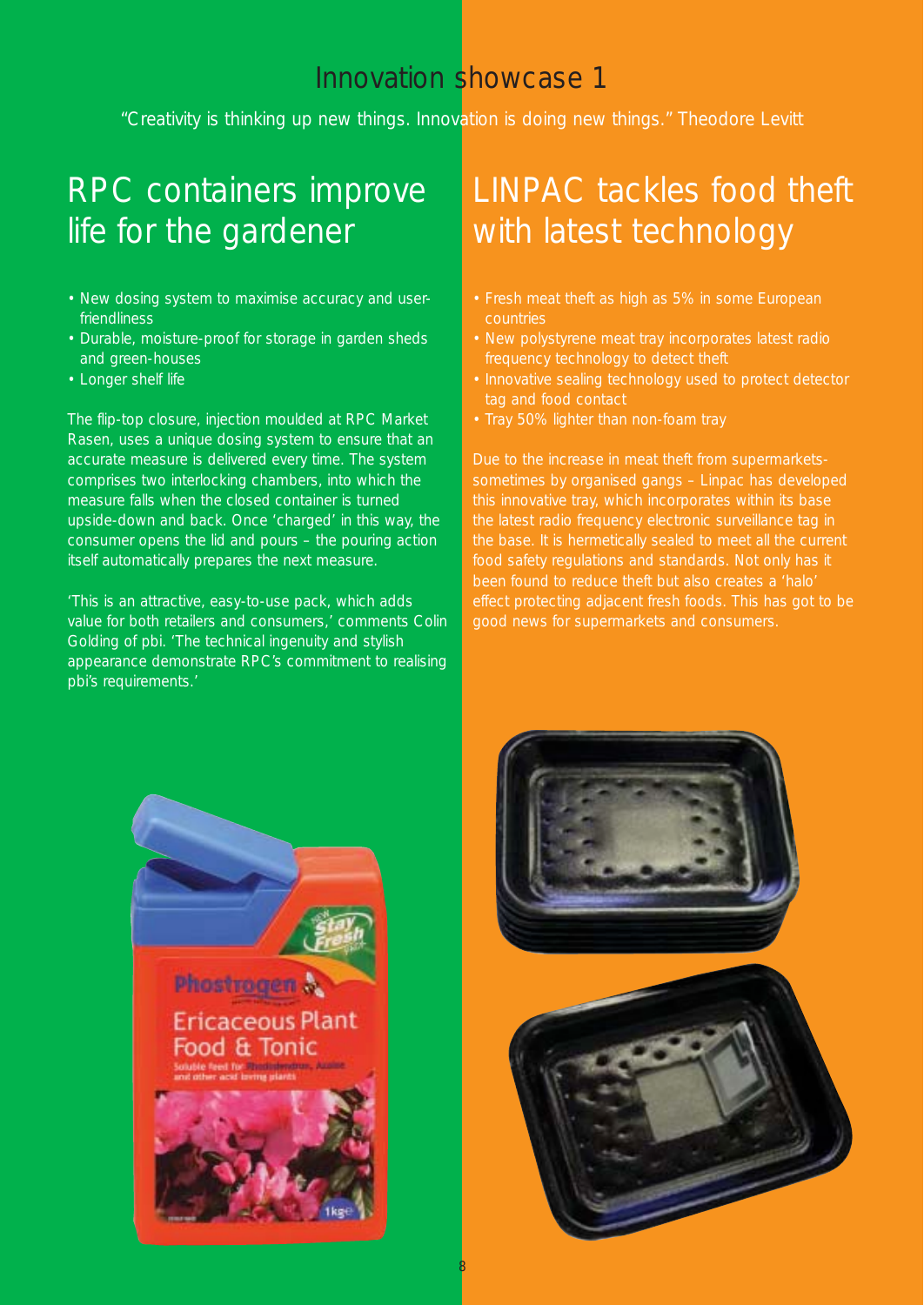# Innovation showcase 1

"Creativity is thinking up new things. Innovation is doing new things." Theodore Levitt

## RPC containers improve life for the gardener

- New dosing system to maximise accuracy and user-friendliness
- Durable, moisture-proof for storage in garden sheds and green-houses
- Longer shelf life

The flip-top closure, injection moulded at RPC Market Rasen, uses a unique dosing system to ensure that an accurate measure is delivered every time. The system comprises two interlocking chambers, into which the measure falls when the closed container is turned upside-down and back. Once 'charged' in this way, the consumer opens the lid and pours – the pouring action itself automatically prepares the next measure.

'This is an attractive, easy-to-use pack, which adds value for both retailers and consumers,' comments Colin Golding of pbi. 'The technical ingenuity and stylish appearance demonstrate RPC's commitment to realising pbi's requirements.'

## LINPAC tackles food theft with latest technology

- Fresh meat theft as high as 5% in some European countries
- New polystyrene meat tray incorporates latest radio frequency technology to detect theft
- Innovative sealing technology used to protect detector tag and food contact
- Tray 50% lighter than non-foam tray

Due to the increase in meat theft from supermarkets-sometimes by organised gangs – Linpac has developed this innovative tray, which incorporates within its base the latest radio frequency electronic surveillance tag in the base. It is hermetically sealed to meet all the current food safety regulations and standards. Not only has it been found to reduce theft but also creates a 'halo' effect protecting adjacent fresh foods. This has got to be good news for supermarkets and consumers.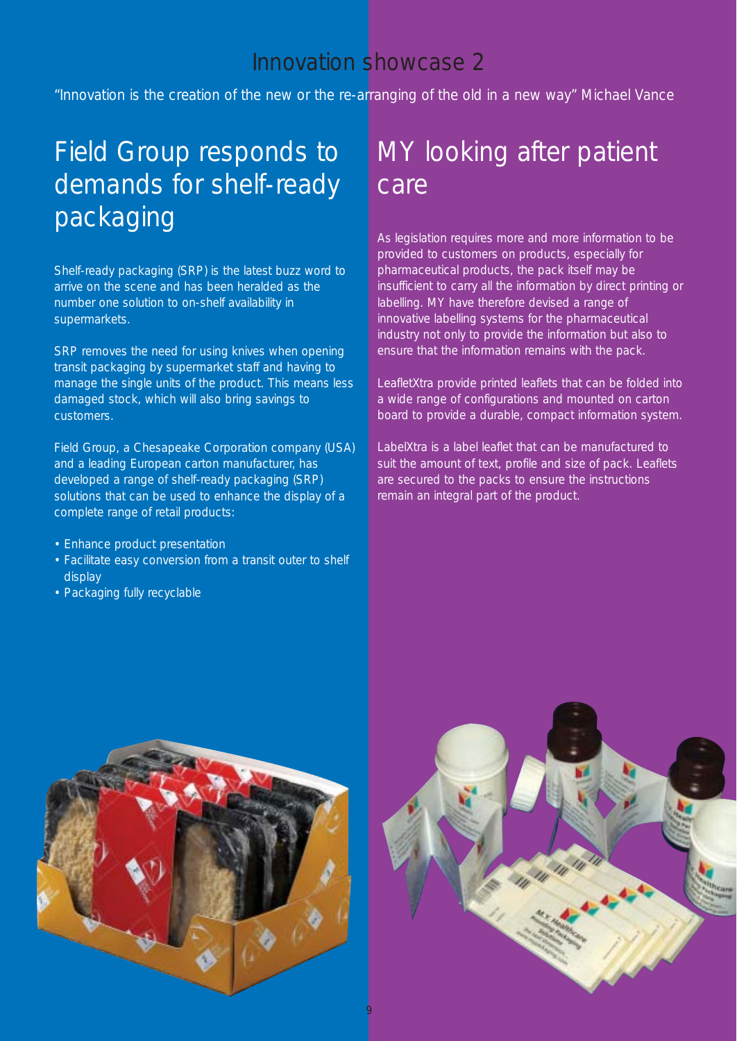# Innovation showcase 2

"Innovation is the creation of the new or the re-arranging of the old in a new way" Michael Vance

## Field Group responds to demands for shelf-ready packaging

Shelf-ready packaging (SRP) is the latest buzz word to arrive on the scene and has been heralded as the number one solution to on-shelf availability in supermarkets.

SRP removes the need for using knives when opening transit packaging by supermarket staff and having to manage the single units of the product. This means less damaged stock, which will also bring savings to customers.

Field Group, a Chesapeake Corporation company (USA) and a leading European carton manufacturer, has developed a range of shelf-ready packaging (SRP) solutions that can be used to enhance the display of a complete range of retail products:

- Enhance product presentation
- Facilitate easy conversion from a transit outer to shelf display
- Packaging fully recyclable

## MY looking after patient care

As legislation requires more and more information to be provided to customers on products, especially for pharmaceutical products, the pack itself may be insufficient to carry all the information by direct printing or labelling. MY have therefore devised a range of innovative labelling systems for the pharmaceutical industry not only to provide the information but also to ensure that the information remains with the pack.

LeafletXtra provide printed leaflets that can be folded into a wide range of configurations and mounted on carton board to provide a durable, compact information system.

LabelXtra is a label leaflet that can be manufactured to suit the amount of text, profile and size of pack. Leaflets are secured to the packs to ensure the instructions remain an integral part of the product.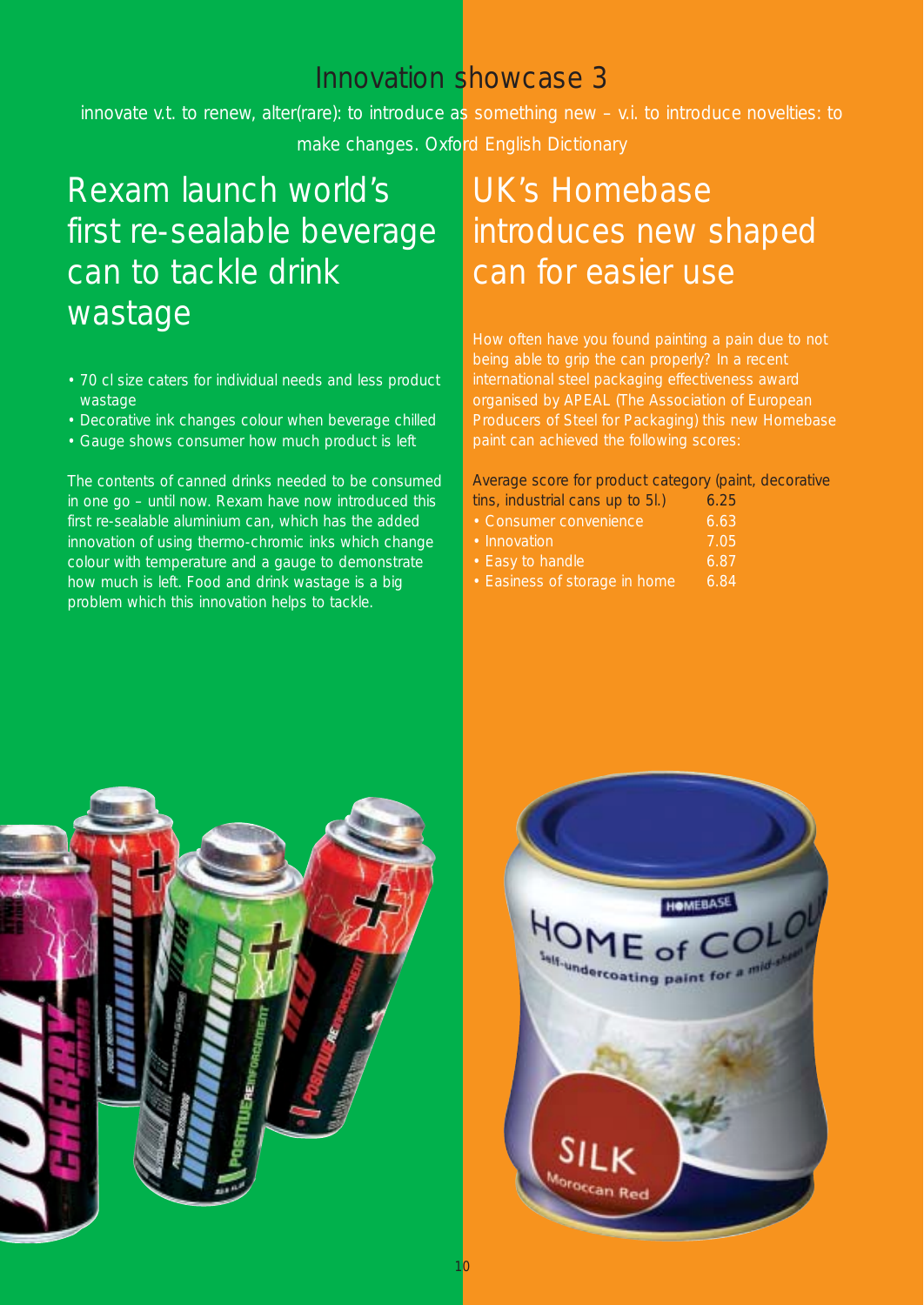# Innovation showcase 3

innovate v.t. to renew, alter(rare): to introduce as something new – v.i. to introduce novelties: to make changes. Oxford English Dictionary

## Rexam launch world's first re-sealable beverage can to tackle drink wastage

- 70 cl size caters for individual needs and less product wastage
- Decorative ink changes colour when beverage chilled
- Gauge shows consumer how much product is left

The contents of canned drinks needed to be consumed in one go – until now. Rexam have now introduced this first re-sealable aluminium can, which has the added innovation of using thermo-chromic inks which change colour with temperature and a gauge to demonstrate how much is left. Food and drink wastage is a big problem which this innovation helps to tackle.

## UK's Homebase introduces new shaped can for easier use

How often have you found painting a pain due to not being able to grip the can properly? In a recent international steel packaging effectiveness award organised by APEAL (The Association of European Producers of Steel for Packaging) this new Homebase paint can achieved the following scores:

| Average score for product category (paint, decorative tins, industrial cans up to 5l.) | 6.25 |
|---|---|
| • Consumer convenience | 6.63 |
| • Innovation | 7.05 |
| • Easy to handle | 6.87 |
| • Easiness of storage in home | 6.84 |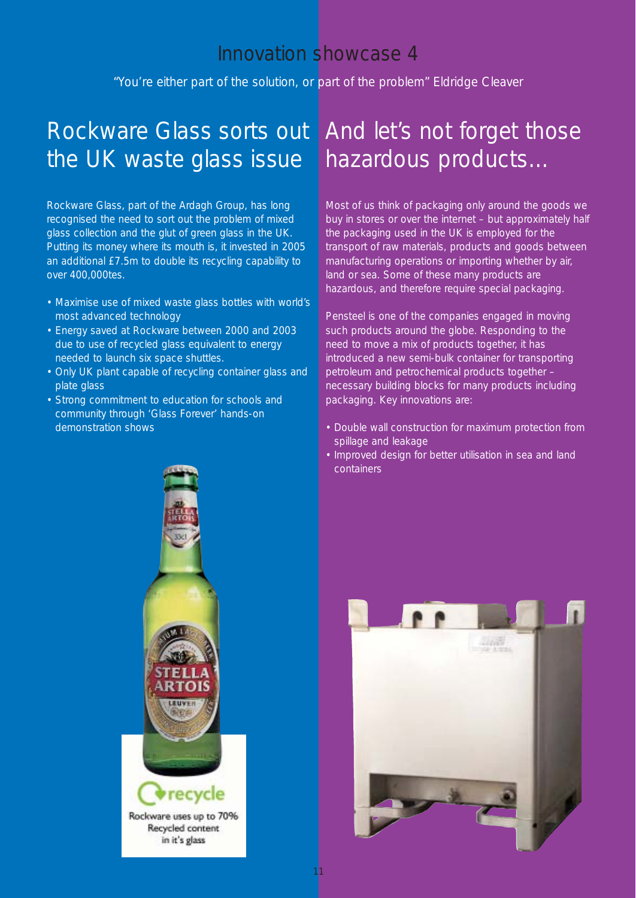# Innovation showcase 4

"You're either part of the solution, or part of the problem" Eldridge Cleaver

## Rockware Glass sorts out the UK waste glass issue

Rockware Glass, part of the Ardagh Group, has long recognised the need to sort out the problem of mixed glass collection and the glut of green glass in the UK. Putting its money where its mouth is, it invested in 2005 an additional £7.5m to double its recycling capability to over 400,000tes.

- Maximise use of mixed waste glass bottles with world's most advanced technology
- Energy saved at Rockware between 2000 and 2003 due to use of recycled glass equivalent to energy needed to launch six space shuttles.
- Only UK plant capable of recycling container glass and plate glass
- Strong commitment to education for schools and community through 'Glass Forever' hands-on demonstration shows

recycle

Rockware uses up to 70% Recycled content in it's glass

## And let's not forget those hazardous products...

Most of us think of packaging only around the goods we buy in stores or over the internet – but approximately half the packaging used in the UK is employed for the transport of raw materials, products and goods between manufacturing operations or importing whether by air, land or sea. Some of these many products are hazardous, and therefore require special packaging.

Pensteel is one of the companies engaged in moving such products around the globe. Responding to the need to move a mix of products together, it has introduced a new semi-bulk container for transporting petroleum and petrochemical products together – necessary building blocks for many products including packaging. Key innovations are:

- Double wall construction for maximum protection from spillage and leakage
- Improved design for better utilisation in sea and land containers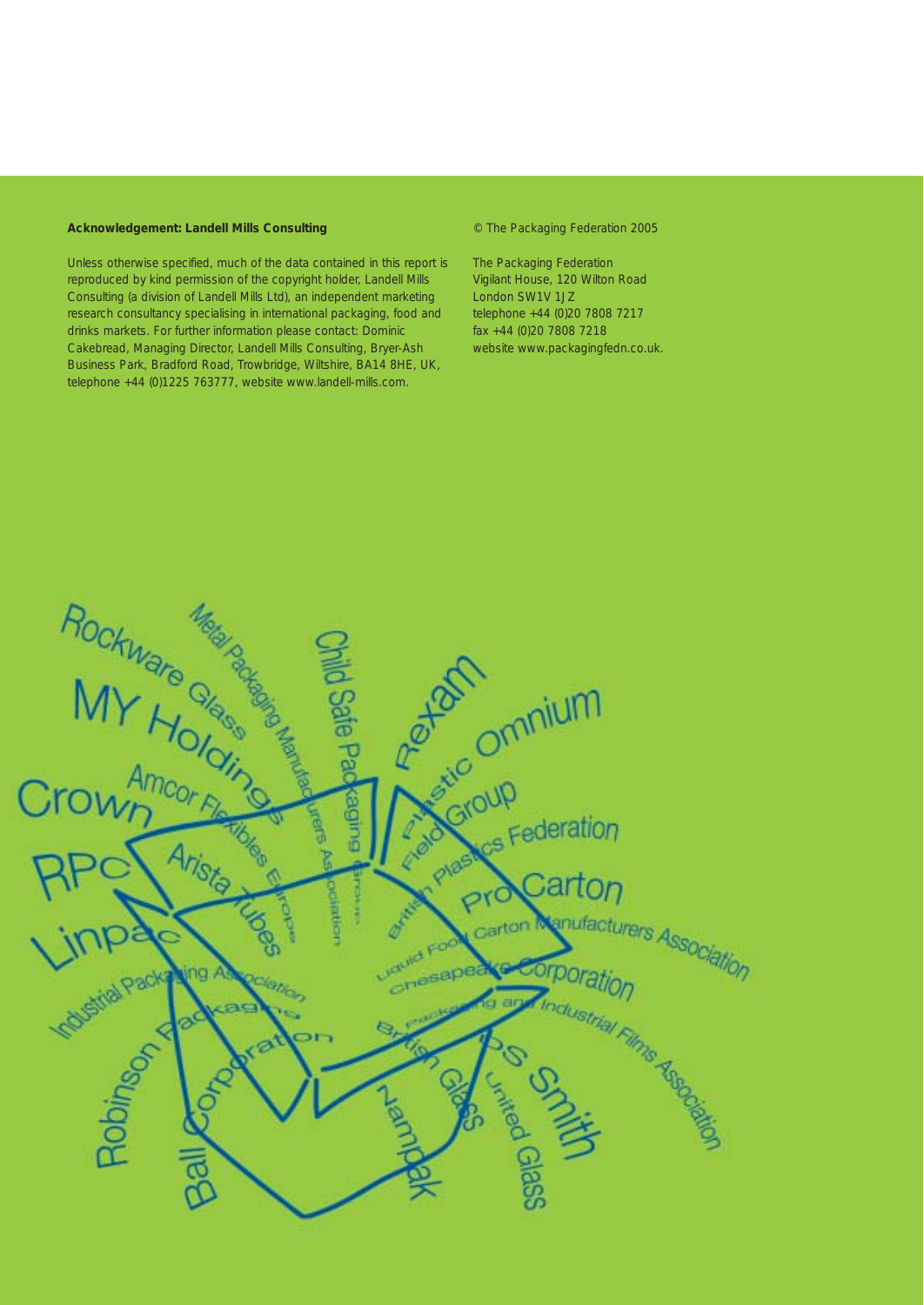**Acknowledgement: Landell Mills Consulting**

Unless otherwise specified, much of the data contained in this report is reproduced by kind permission of the copyright holder, Landell Mills Consulting (a division of Landell Mills Ltd), an independent marketing research consultancy specialising in international packaging, food and drinks markets. For further information please contact: Dominic Cakebread, Managing Director, Landell Mills Consulting, Bryer-Ash Business Park, Bradford Road, Trowbridge, Wiltshire, BA14 8HE, UK, telephone +44 (0)1225 763777, website www.landell-mills.com.

© The Packaging Federation 2005

The Packaging Federation
Vigilant House, 120 Wilton Road
London SW1V 1JZ
telephone +44 (0)20 7808 7217
fax +44 (0)20 7808 7218
website www.packagingfedn.co.uk.